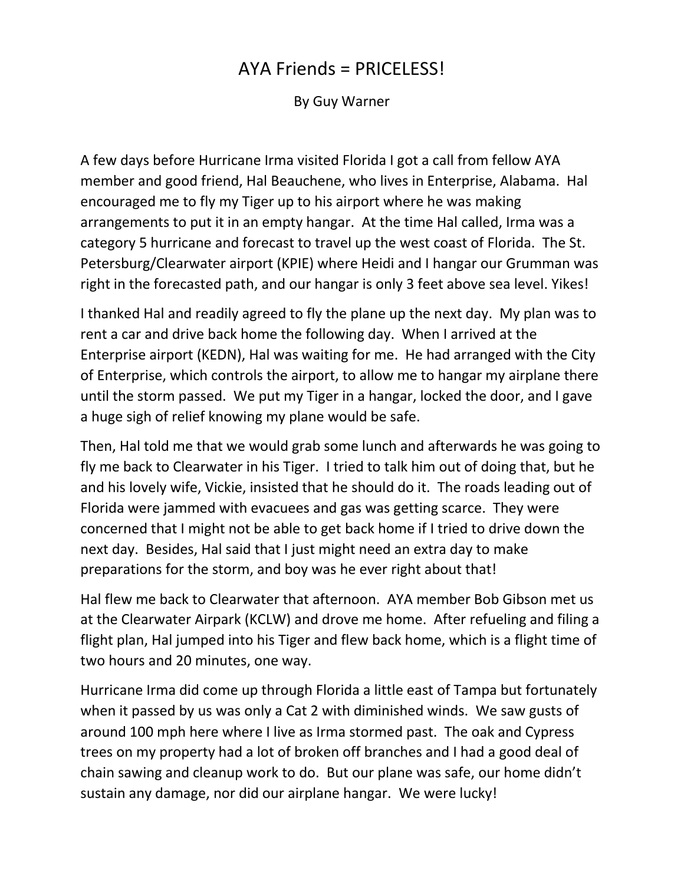# AYA Friends = PRICELESS!

By Guy Warner

A few days before Hurricane Irma visited Florida I got a call from fellow AYA member and good friend, Hal Beauchene, who lives in Enterprise, Alabama. Hal encouraged me to fly my Tiger up to his airport where he was making arrangements to put it in an empty hangar. At the time Hal called, Irma was a category 5 hurricane and forecast to travel up the west coast of Florida. The St. Petersburg/Clearwater airport (KPIE) where Heidi and I hangar our Grumman was right in the forecasted path, and our hangar is only 3 feet above sea level. Yikes!

I thanked Hal and readily agreed to fly the plane up the next day. My plan was to rent a car and drive back home the following day. When I arrived at the Enterprise airport (KEDN), Hal was waiting for me. He had arranged with the City of Enterprise, which controls the airport, to allow me to hangar my airplane there until the storm passed. We put my Tiger in a hangar, locked the door, and I gave a huge sigh of relief knowing my plane would be safe.

Then, Hal told me that we would grab some lunch and afterwards he was going to fly me back to Clearwater in his Tiger. I tried to talk him out of doing that, but he and his lovely wife, Vickie, insisted that he should do it. The roads leading out of Florida were jammed with evacuees and gas was getting scarce. They were concerned that I might not be able to get back home if I tried to drive down the next day. Besides, Hal said that I just might need an extra day to make preparations for the storm, and boy was he ever right about that!

Hal flew me back to Clearwater that afternoon. AYA member Bob Gibson met us at the Clearwater Airpark (KCLW) and drove me home. After refueling and filing a flight plan, Hal jumped into his Tiger and flew back home, which is a flight time of two hours and 20 minutes, one way.

Hurricane Irma did come up through Florida a little east of Tampa but fortunately when it passed by us was only a Cat 2 with diminished winds. We saw gusts of around 100 mph here where I live as Irma stormed past. The oak and Cypress trees on my property had a lot of broken off branches and I had a good deal of chain sawing and cleanup work to do. But our plane was safe, our home didn't sustain any damage, nor did our airplane hangar. We were lucky!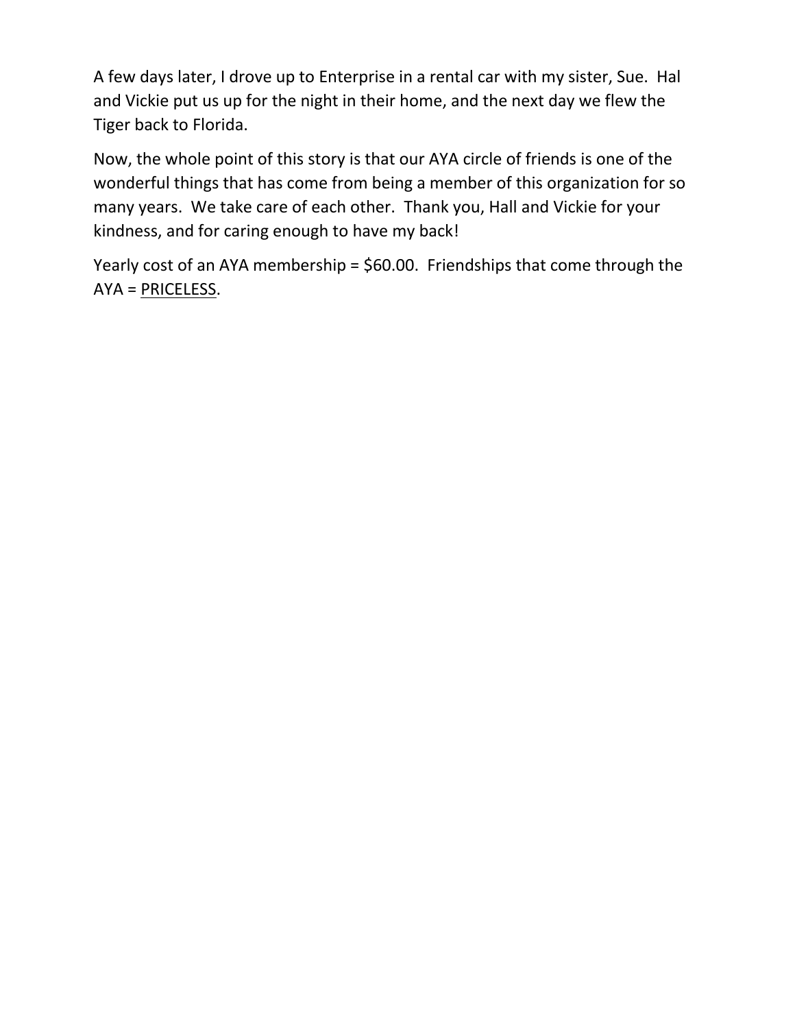A few days later, I drove up to Enterprise in a rental car with my sister, Sue.  Hal and Vickie put us up for the night in their home, and the next day we flew the Tiger back to Florida.

Now, the whole point of this story is that our AYA circle of friends is one of the wonderful things that has come from being a member of this organization for so many years.  We take care of each other.  Thank you, Hall and Vickie for your kindness, and for caring enough to have my back!

Yearly cost of an AYA membership = $60.00.  Friendships that come through the AYA = <u>PRICELESS</u>.